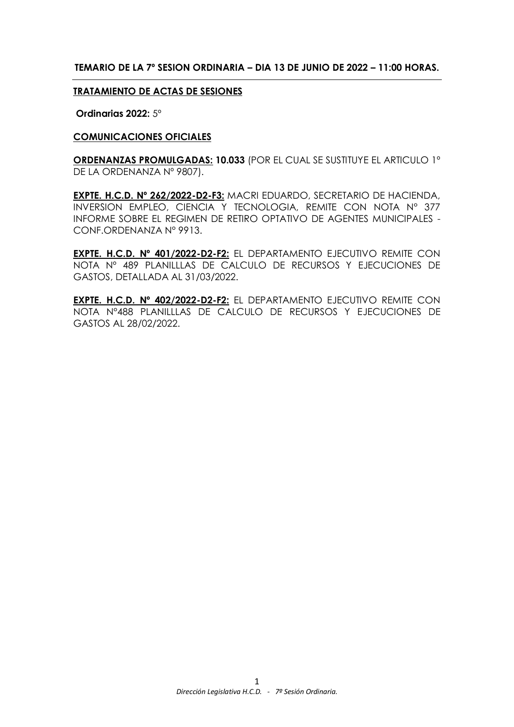**TEMARIO DE LA 7º SESION ORDINARIA – DIA 13 DE JUNIO DE 2022 – 11:00 HORAS.**

**TRATAMIENTO DE ACTAS DE SESIONES**

**Ordinarias 2022:** 5º

**COMUNICACIONES OFICIALES**

**ORDENANZAS PROMULGADAS: 10.033** (POR EL CUAL SE SUSTITUYE EL ARTICULO 1º DE LA ORDENANZA Nº 9807).

**EXPTE. H.C.D. Nº 262/2022-D2-F3:** MACRI EDUARDO, SECRETARIO DE HACIENDA, INVERSION EMPLEO, CIENCIA Y TECNOLOGIA, REMITE CON NOTA Nº 377 INFORME SOBRE EL REGIMEN DE RETIRO OPTATIVO DE AGENTES MUNICIPALES - CONF.ORDENANZA Nº 9913.

**EXPTE. H.C.D. Nº 401/2022-D2-F2:** EL DEPARTAMENTO EJECUTIVO REMITE CON NOTA Nº 489 PLANILLLAS DE CALCULO DE RECURSOS Y EJECUCIONES DE GASTOS, DETALLADA AL 31/03/2022.

**EXPTE. H.C.D. Nº 402/2022-D2-F2:** EL DEPARTAMENTO EJECUTIVO REMITE CON NOTA Nº488 PLANILLLAS DE CALCULO DE RECURSOS Y EJECUCIONES DE GASTOS AL 28/02/2022.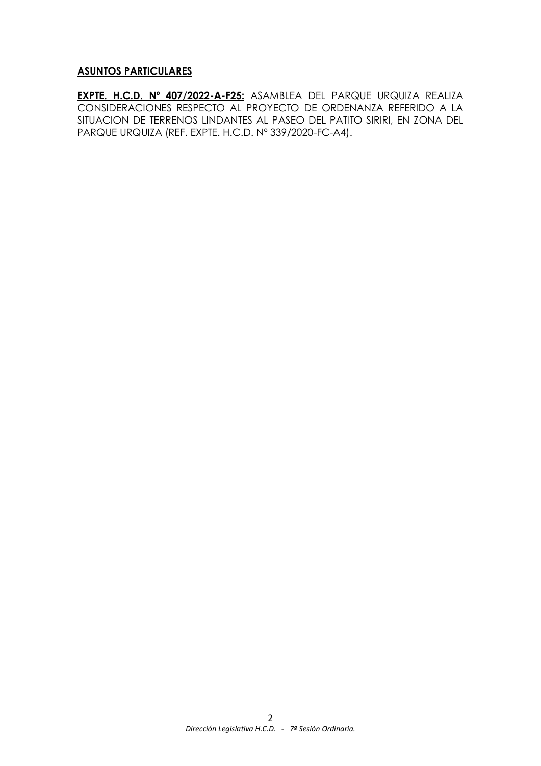**ASUNTOS PARTICULARES**

**EXPTE. H.C.D. Nº 407/2022-A-F25:** ASAMBLEA DEL PARQUE URQUIZA REALIZA CONSIDERACIONES RESPECTO AL PROYECTO DE ORDENANZA REFERIDO A LA SITUACION DE TERRENOS LINDANTES AL PASEO DEL PATITO SIRIRI, EN ZONA DEL PARQUE URQUIZA (REF. EXPTE. H.C.D. Nº 339/2020-FC-A4).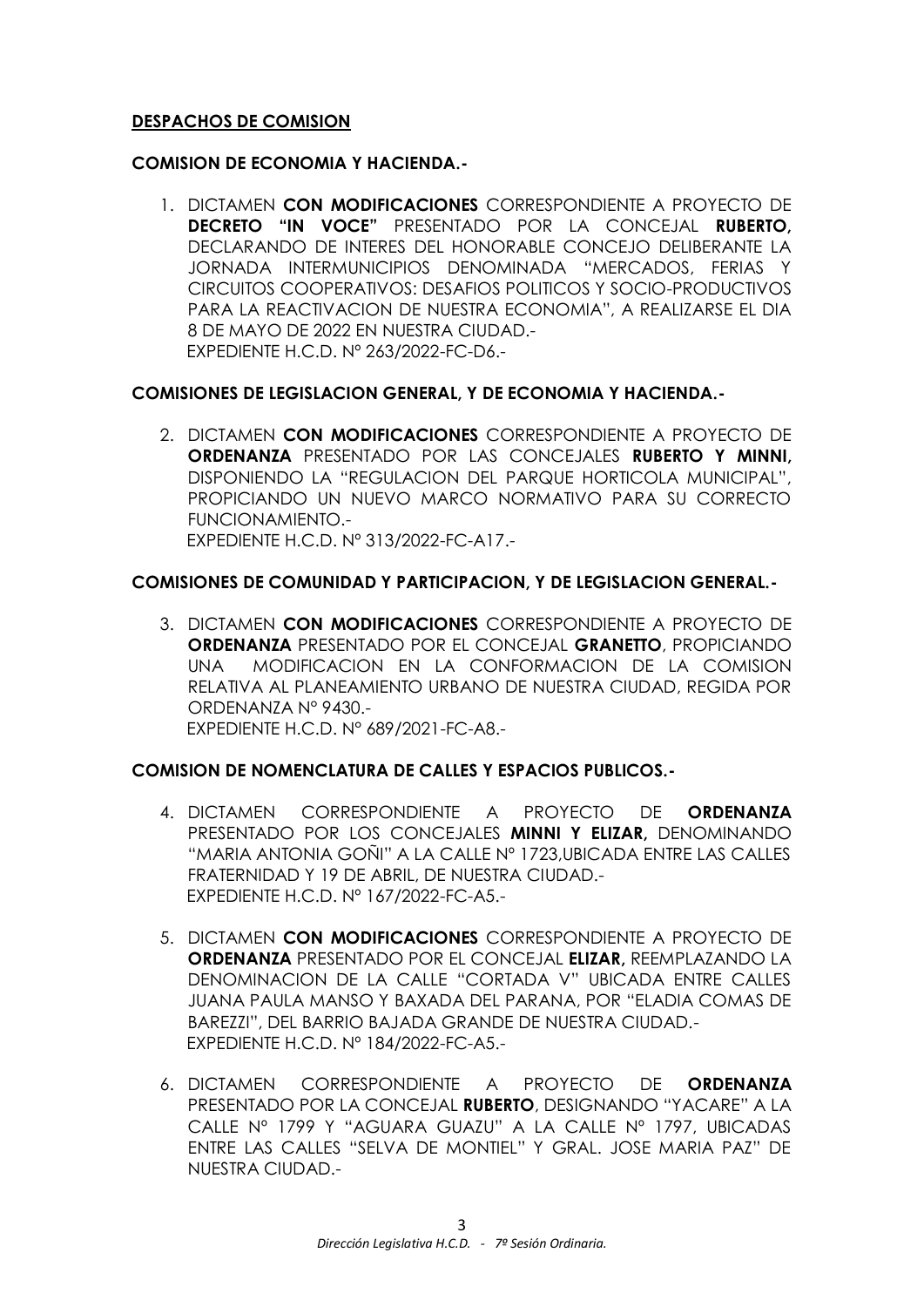**DESPACHOS DE COMISION**

**COMISION DE ECONOMIA Y HACIENDA.-**

1. DICTAMEN **CON MODIFICACIONES** CORRESPONDIENTE A PROYECTO DE **DECRETO "IN VOCE"** PRESENTADO POR LA CONCEJAL **RUBERTO,** DECLARANDO DE INTERES DEL HONORABLE CONCEJO DELIBERANTE LA JORNADA INTERMUNICIPIOS DENOMINADA "MERCADOS, FERIAS Y CIRCUITOS COOPERATIVOS: DESAFIOS POLITICOS Y SOCIO-PRODUCTIVOS PARA LA REACTIVACION DE NUESTRA ECONOMIA", A REALIZARSE EL DIA 8 DE MAYO DE 2022 EN NUESTRA CIUDAD.-
   EXPEDIENTE H.C.D. Nº 263/2022-FC-D6.-

**COMISIONES DE LEGISLACION GENERAL, Y DE ECONOMIA Y HACIENDA.-**

2. DICTAMEN **CON MODIFICACIONES** CORRESPONDIENTE A PROYECTO DE **ORDENANZA** PRESENTADO POR LAS CONCEJALES **RUBERTO Y MINNI,** DISPONIENDO LA "REGULACION DEL PARQUE HORTICOLA MUNICIPAL", PROPICIANDO UN NUEVO MARCO NORMATIVO PARA SU CORRECTO FUNCIONAMIENTO.-
   EXPEDIENTE H.C.D. Nº 313/2022-FC-A17.-

**COMISIONES DE COMUNIDAD Y PARTICIPACION, Y DE LEGISLACION GENERAL.-**

3. DICTAMEN **CON MODIFICACIONES** CORRESPONDIENTE A PROYECTO DE **ORDENANZA** PRESENTADO POR EL CONCEJAL **GRANETTO**, PROPICIANDO UNA MODIFICACION EN LA CONFORMACION DE LA COMISION RELATIVA AL PLANEAMIENTO URBANO DE NUESTRA CIUDAD, REGIDA POR ORDENANZA Nº 9430.-
   EXPEDIENTE H.C.D. Nº 689/2021-FC-A8.-

**COMISION DE NOMENCLATURA DE CALLES Y ESPACIOS PUBLICOS.-**

4. DICTAMEN CORRESPONDIENTE A PROYECTO DE **ORDENANZA** PRESENTADO POR LOS CONCEJALES **MINNI Y ELIZAR,** DENOMINANDO "MARIA ANTONIA GOÑI" A LA CALLE Nº 1723,UBICADA ENTRE LAS CALLES FRATERNIDAD Y 19 DE ABRIL, DE NUESTRA CIUDAD.-
   EXPEDIENTE H.C.D. Nº 167/2022-FC-A5.-

5. DICTAMEN **CON MODIFICACIONES** CORRESPONDIENTE A PROYECTO DE **ORDENANZA** PRESENTADO POR EL CONCEJAL **ELIZAR,** REEMPLAZANDO LA DENOMINACION DE LA CALLE "CORTADA V" UBICADA ENTRE CALLES JUANA PAULA MANSO Y BAXADA DEL PARANA, POR "ELADIA COMAS DE BAREZZI", DEL BARRIO BAJADA GRANDE DE NUESTRA CIUDAD.-
   EXPEDIENTE H.C.D. Nº 184/2022-FC-A5.-

6. DICTAMEN CORRESPONDIENTE A PROYECTO DE **ORDENANZA** PRESENTADO POR LA CONCEJAL **RUBERTO**, DESIGNANDO "YACARE" A LA CALLE Nº 1799 Y "AGUARA GUAZU" A LA CALLE Nº 1797, UBICADAS ENTRE LAS CALLES "SELVA DE MONTIEL" Y GRAL. JOSE MARIA PAZ" DE NUESTRA CIUDAD.-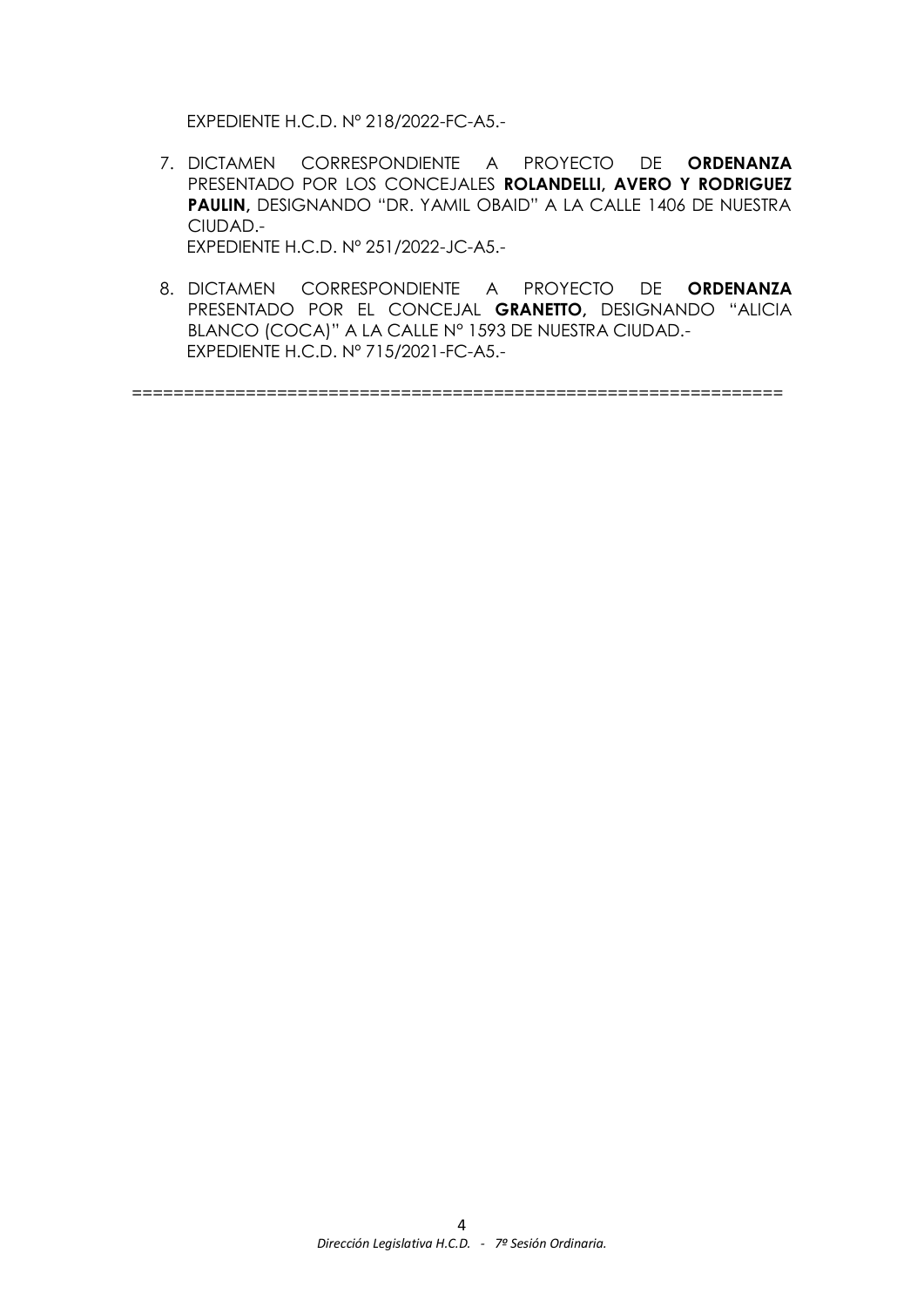EXPEDIENTE H.C.D. Nº 218/2022-FC-A5.-

7. DICTAMEN CORRESPONDIENTE A PROYECTO DE **ORDENANZA** PRESENTADO POR LOS CONCEJALES **ROLANDELLI, AVERO Y RODRIGUEZ PAULIN,** DESIGNANDO "DR. YAMIL OBAID" A LA CALLE 1406 DE NUESTRA CIUDAD.-
   EXPEDIENTE H.C.D. Nº 251/2022-JC-A5.-

8. DICTAMEN CORRESPONDIENTE A PROYECTO DE **ORDENANZA** PRESENTADO POR EL CONCEJAL **GRANETTO,** DESIGNANDO "ALICIA BLANCO (COCA)" A LA CALLE Nº 1593 DE NUESTRA CIUDAD.-
   EXPEDIENTE H.C.D. Nº 715/2021-FC-A5.-

==============================================================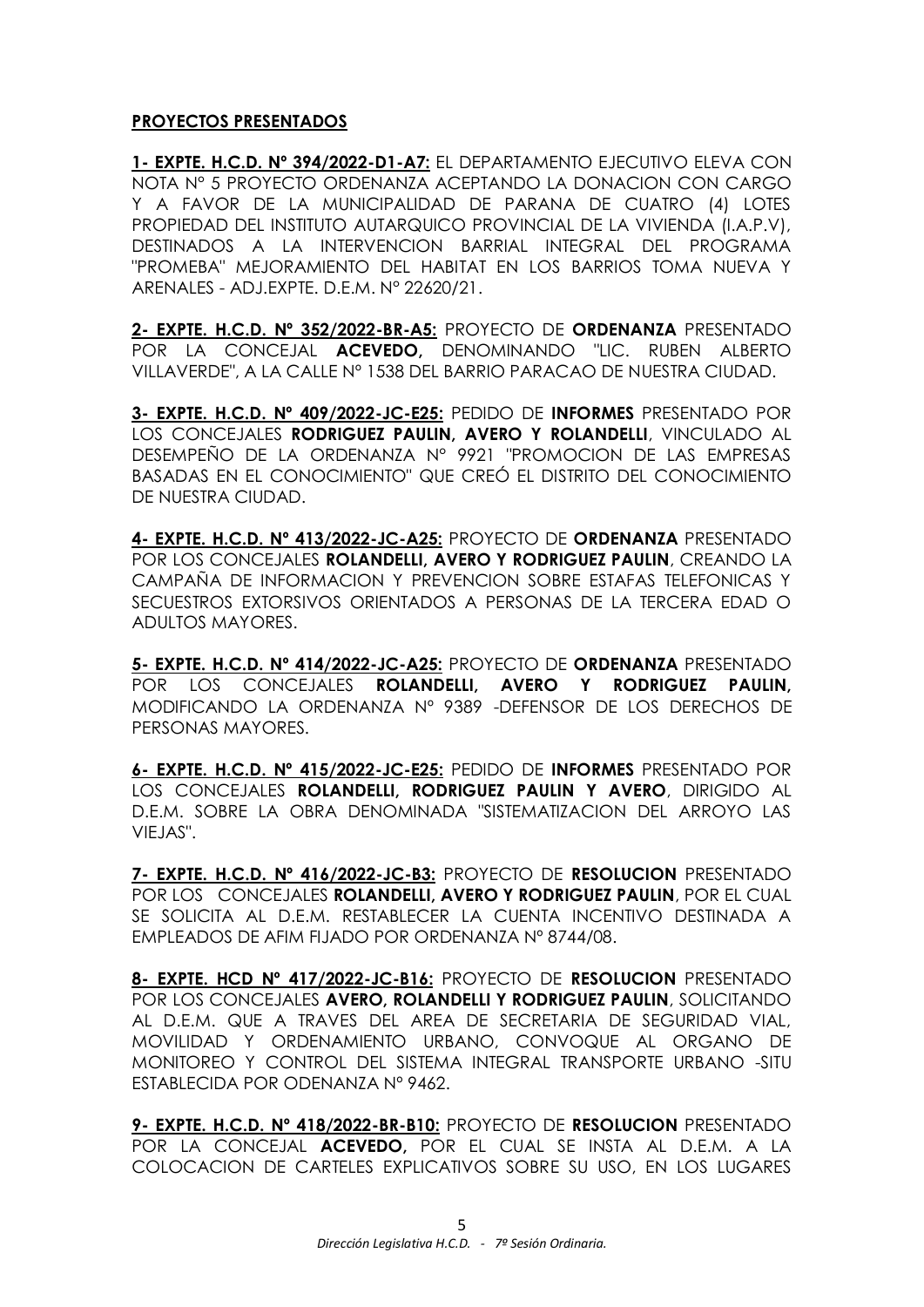**PROYECTOS PRESENTADOS**

**1- EXPTE. H.C.D. Nº 394/2022-D1-A7:** EL DEPARTAMENTO EJECUTIVO ELEVA CON NOTA Nº 5 PROYECTO ORDENANZA ACEPTANDO LA DONACION CON CARGO Y A FAVOR DE LA MUNICIPALIDAD DE PARANA DE CUATRO (4) LOTES PROPIEDAD DEL INSTITUTO AUTARQUICO PROVINCIAL DE LA VIVIENDA (I.A.P.V), DESTINADOS A LA INTERVENCION BARRIAL INTEGRAL DEL PROGRAMA "PROMEBA" MEJORAMIENTO DEL HABITAT EN LOS BARRIOS TOMA NUEVA Y ARENALES - ADJ.EXPTE. D.E.M. Nº 22620/21.

**2- EXPTE. H.C.D. Nº 352/2022-BR-A5:** PROYECTO DE **ORDENANZA** PRESENTADO POR LA CONCEJAL **ACEVEDO,** DENOMINANDO "LIC. RUBEN ALBERTO VILLAVERDE", A LA CALLE Nº 1538 DEL BARRIO PARACAO DE NUESTRA CIUDAD.

**3- EXPTE. H.C.D. Nº 409/2022-JC-E25:** PEDIDO DE **INFORMES** PRESENTADO POR LOS CONCEJALES **RODRIGUEZ PAULIN, AVERO Y ROLANDELLI**, VINCULADO AL DESEMPEÑO DE LA ORDENANZA Nº 9921 "PROMOCION DE LAS EMPRESAS BASADAS EN EL CONOCIMIENTO" QUE CREÓ EL DISTRITO DEL CONOCIMIENTO DE NUESTRA CIUDAD.

**4- EXPTE. H.C.D. Nº 413/2022-JC-A25:** PROYECTO DE **ORDENANZA** PRESENTADO POR LOS CONCEJALES **ROLANDELLI, AVERO Y RODRIGUEZ PAULIN**, CREANDO LA CAMPAÑA DE INFORMACION Y PREVENCION SOBRE ESTAFAS TELEFONICAS Y SECUESTROS EXTORSIVOS ORIENTADOS A PERSONAS DE LA TERCERA EDAD O ADULTOS MAYORES.

**5- EXPTE. H.C.D. Nº 414/2022-JC-A25:** PROYECTO DE **ORDENANZA** PRESENTADO POR LOS CONCEJALES **ROLANDELLI, AVERO Y RODRIGUEZ PAULIN,** MODIFICANDO LA ORDENANZA Nº 9389 -DEFENSOR DE LOS DERECHOS DE PERSONAS MAYORES.

**6- EXPTE. H.C.D. Nº 415/2022-JC-E25:** PEDIDO DE **INFORMES** PRESENTADO POR LOS CONCEJALES **ROLANDELLI, RODRIGUEZ PAULIN Y AVERO**, DIRIGIDO AL D.E.M. SOBRE LA OBRA DENOMINADA "SISTEMATIZACION DEL ARROYO LAS VIEJAS".

**7- EXPTE. H.C.D. Nº 416/2022-JC-B3:** PROYECTO DE **RESOLUCION** PRESENTADO POR LOS CONCEJALES **ROLANDELLI, AVERO Y RODRIGUEZ PAULIN**, POR EL CUAL SE SOLICITA AL D.E.M. RESTABLECER LA CUENTA INCENTIVO DESTINADA A EMPLEADOS DE AFIM FIJADO POR ORDENANZA Nº 8744/08.

**8- EXPTE. HCD Nº 417/2022-JC-B16:** PROYECTO DE **RESOLUCION** PRESENTADO POR LOS CONCEJALES **AVERO, ROLANDELLI Y RODRIGUEZ PAULIN**, SOLICITANDO AL D.E.M. QUE A TRAVES DEL AREA DE SECRETARIA DE SEGURIDAD VIAL, MOVILIDAD Y ORDENAMIENTO URBANO, CONVOQUE AL ORGANO DE MONITOREO Y CONTROL DEL SISTEMA INTEGRAL TRANSPORTE URBANO -SITU ESTABLECIDA POR ODENANZA Nº 9462.

**9- EXPTE. H.C.D. Nº 418/2022-BR-B10:** PROYECTO DE **RESOLUCION** PRESENTADO POR LA CONCEJAL **ACEVEDO,** POR EL CUAL SE INSTA AL D.E.M. A LA COLOCACION DE CARTELES EXPLICATIVOS SOBRE SU USO, EN LOS LUGARES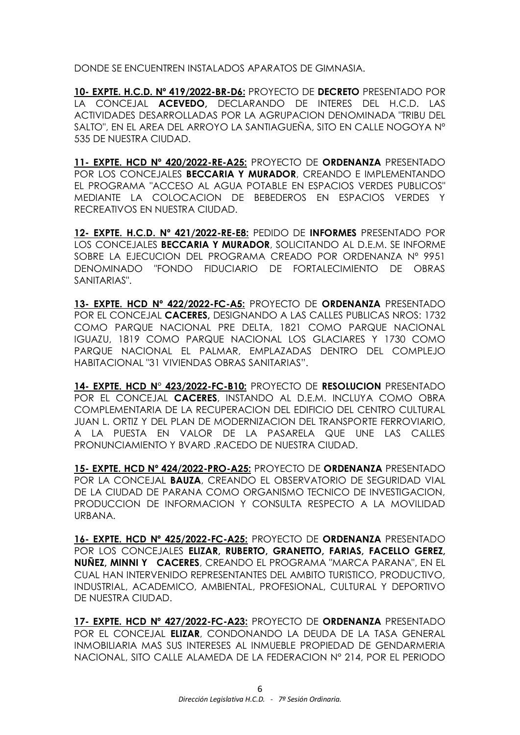DONDE SE ENCUENTREN INSTALADOS APARATOS DE GIMNASIA.

**10- EXPTE. H.C.D. Nº 419/2022-BR-D6:** PROYECTO DE **DECRETO** PRESENTADO POR LA CONCEJAL **ACEVEDO,** DECLARANDO DE INTERES DEL H.C.D. LAS ACTIVIDADES DESARROLLADAS POR LA AGRUPACION DENOMINADA "TRIBU DEL SALTO", EN EL AREA DEL ARROYO LA SANTIAGUEÑA, SITO EN CALLE NOGOYA Nº 535 DE NUESTRA CIUDAD.

**11- EXPTE. HCD Nº 420/2022-RE-A25:** PROYECTO DE **ORDENANZA** PRESENTADO POR LOS CONCEJALES **BECCARIA Y MURADOR**, CREANDO E IMPLEMENTANDO EL PROGRAMA "ACCESO AL AGUA POTABLE EN ESPACIOS VERDES PUBLICOS" MEDIANTE LA COLOCACION DE BEBEDEROS EN ESPACIOS VERDES Y RECREATIVOS EN NUESTRA CIUDAD.

**12- EXPTE. H.C.D. Nº 421/2022-RE-E8:** PEDIDO DE **INFORMES** PRESENTADO POR LOS CONCEJALES **BECCARIA Y MURADOR**, SOLICITANDO AL D.E.M. SE INFORME SOBRE LA EJECUCION DEL PROGRAMA CREADO POR ORDENANZA Nº 9951 DENOMINADO "FONDO FIDUCIARIO DE FORTALECIMIENTO DE OBRAS SANITARIAS".

**13- EXPTE. HCD Nº 422/2022-FC-A5:** PROYECTO DE **ORDENANZA** PRESENTADO POR EL CONCEJAL **CACERES,** DESIGNANDO A LAS CALLES PUBLICAS NROS: 1732 COMO PARQUE NACIONAL PRE DELTA, 1821 COMO PARQUE NACIONAL IGUAZU, 1819 COMO PARQUE NACIONAL LOS GLACIARES Y 1730 COMO PARQUE NACIONAL EL PALMAR, EMPLAZADAS DENTRO DEL COMPLEJO HABITACIONAL "31 VIVIENDAS OBRAS SANITARIAS".

**14- EXPTE. HCD N° 423/2022-FC-B10:** PROYECTO DE **RESOLUCION** PRESENTADO POR EL CONCEJAL **CACERES**, INSTANDO AL D.E.M. INCLUYA COMO OBRA COMPLEMENTARIA DE LA RECUPERACION DEL EDIFICIO DEL CENTRO CULTURAL JUAN L. ORTIZ Y DEL PLAN DE MODERNIZACION DEL TRANSPORTE FERROVIARIO, A LA PUESTA EN VALOR DE LA PASARELA QUE UNE LAS CALLES PRONUNCIAMIENTO Y BVARD .RACEDO DE NUESTRA CIUDAD.

**15- EXPTE. HCD Nº 424/2022-PRO-A25:** PROYECTO DE **ORDENANZA** PRESENTADO POR LA CONCEJAL **BAUZA**, CREANDO EL OBSERVATORIO DE SEGURIDAD VIAL DE LA CIUDAD DE PARANA COMO ORGANISMO TECNICO DE INVESTIGACION, PRODUCCION DE INFORMACION Y CONSULTA RESPECTO A LA MOVILIDAD URBANA.

**16- EXPTE. HCD Nº 425/2022-FC-A25:** PROYECTO DE **ORDENANZA** PRESENTADO POR LOS CONCEJALES **ELIZAR, RUBERTO, GRANETTO, FARIAS, FACELLO GEREZ, NUÑEZ, MINNI Y CACERES**, CREANDO EL PROGRAMA "MARCA PARANA", EN EL CUAL HAN INTERVENIDO REPRESENTANTES DEL AMBITO TURISTICO, PRODUCTIVO, INDUSTRIAL, ACADEMICO, AMBIENTAL, PROFESIONAL, CULTURAL Y DEPORTIVO DE NUESTRA CIUDAD.

**17- EXPTE. HCD Nº 427/2022-FC-A23:** PROYECTO DE **ORDENANZA** PRESENTADO POR EL CONCEJAL **ELIZAR**, CONDONANDO LA DEUDA DE LA TASA GENERAL INMOBILIARIA MAS SUS INTERESES AL INMUEBLE PROPIEDAD DE GENDARMERIA NACIONAL, SITO CALLE ALAMEDA DE LA FEDERACION Nº 214, POR EL PERIODO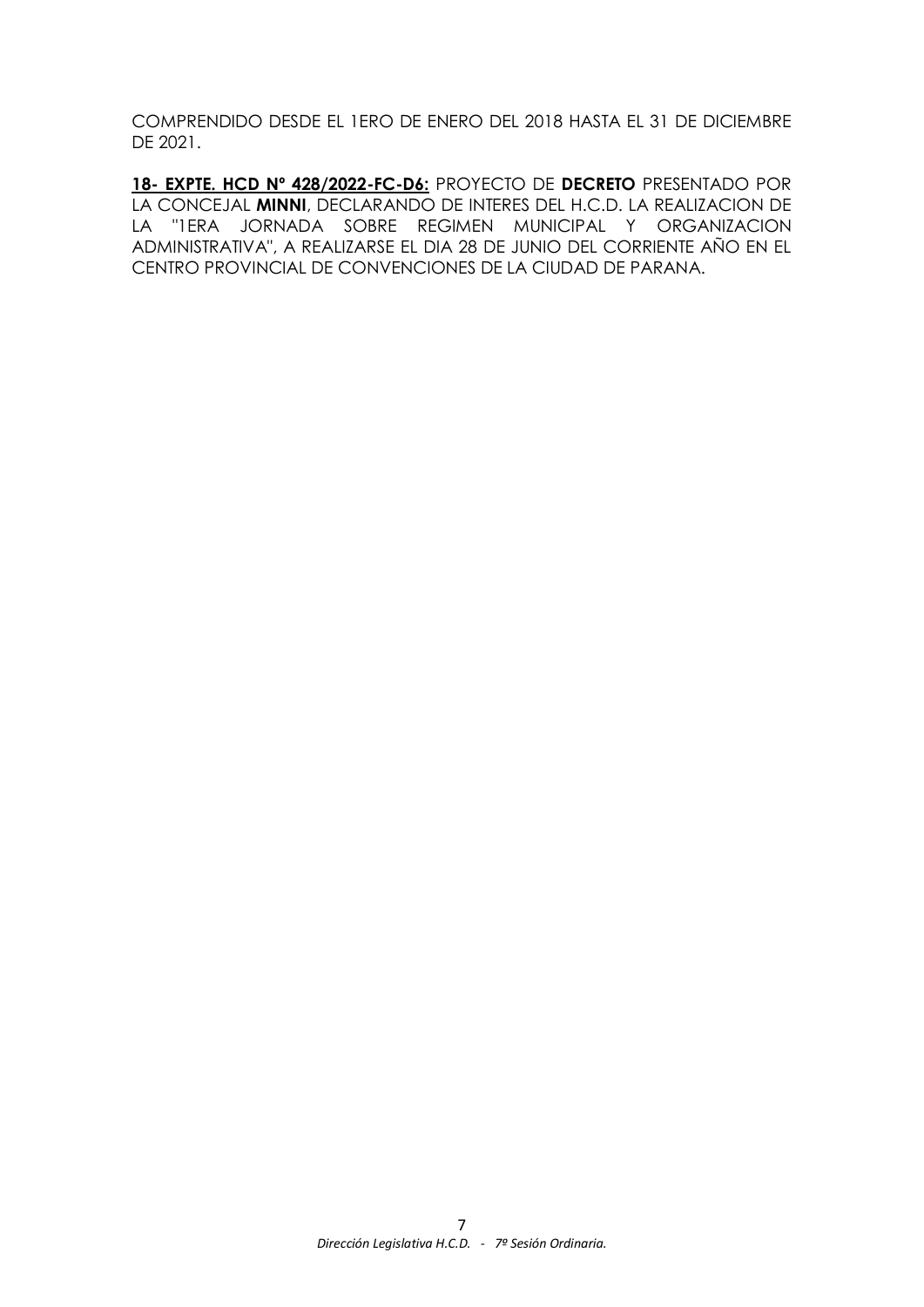COMPRENDIDO DESDE EL 1ERO DE ENERO DEL 2018 HASTA EL 31 DE DICIEMBRE DE 2021.

**18- EXPTE. HCD Nº 428/2022-FC-D6:** PROYECTO DE **DECRETO** PRESENTADO POR LA CONCEJAL **MINNI**, DECLARANDO DE INTERES DEL H.C.D. LA REALIZACION DE LA "1ERA JORNADA SOBRE REGIMEN MUNICIPAL Y ORGANIZACION ADMINISTRATIVA", A REALIZARSE EL DIA 28 DE JUNIO DEL CORRIENTE AÑO EN EL CENTRO PROVINCIAL DE CONVENCIONES DE LA CIUDAD DE PARANA.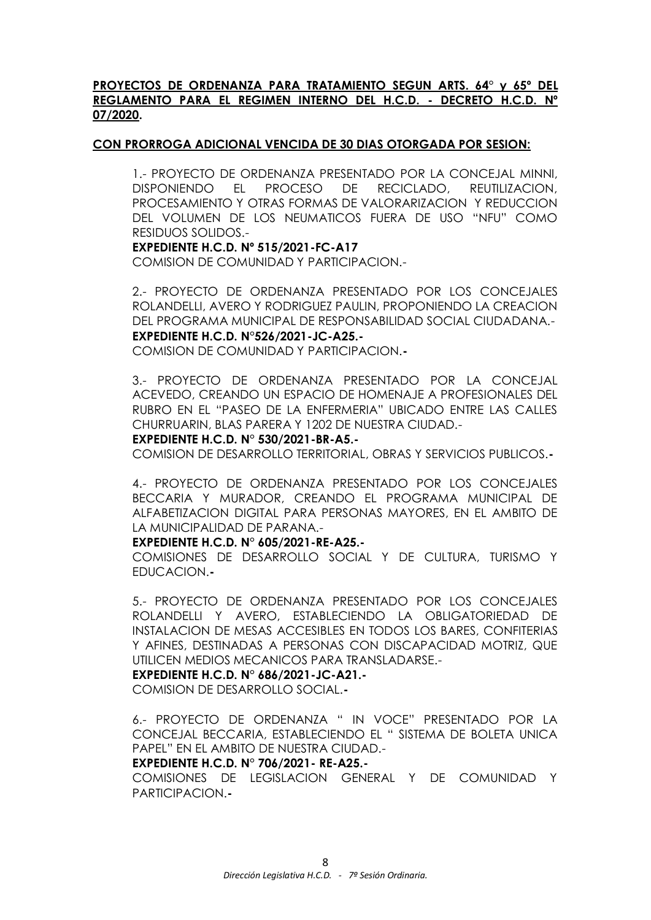**PROYECTOS DE ORDENANZA PARA TRATAMIENTO SEGUN ARTS. 64° y 65º DEL REGLAMENTO PARA EL REGIMEN INTERNO DEL H.C.D. - DECRETO H.C.D. Nº 07/2020.**

**CON PRORROGA ADICIONAL VENCIDA DE 30 DIAS OTORGADA POR SESION:**

1.- PROYECTO DE ORDENANZA PRESENTADO POR LA CONCEJAL MINNI, DISPONIENDO EL PROCESO DE RECICLADO, REUTILIZACION, PROCESAMIENTO Y OTRAS FORMAS DE VALORARIZACION Y REDUCCION DEL VOLUMEN DE LOS NEUMATICOS FUERA DE USO "NFU" COMO RESIDUOS SOLIDOS.-
**EXPEDIENTE H.C.D. Nº 515/2021-FC-A17**
COMISION DE COMUNIDAD Y PARTICIPACION.-

2.- PROYECTO DE ORDENANZA PRESENTADO POR LOS CONCEJALES ROLANDELLI, AVERO Y RODRIGUEZ PAULIN, PROPONIENDO LA CREACION DEL PROGRAMA MUNICIPAL DE RESPONSABILIDAD SOCIAL CIUDADANA.-
**EXPEDIENTE H.C.D. N°526/2021-JC-A25.-**
COMISION DE COMUNIDAD Y PARTICIPACION.**-**

3.- PROYECTO DE ORDENANZA PRESENTADO POR LA CONCEJAL ACEVEDO, CREANDO UN ESPACIO DE HOMENAJE A PROFESIONALES DEL RUBRO EN EL "PASEO DE LA ENFERMERIA" UBICADO ENTRE LAS CALLES CHURRUARIN, BLAS PARERA Y 1202 DE NUESTRA CIUDAD.-
**EXPEDIENTE H.C.D. N° 530/2021-BR-A5.-**
COMISION DE DESARROLLO TERRITORIAL, OBRAS Y SERVICIOS PUBLICOS.**-**

4.- PROYECTO DE ORDENANZA PRESENTADO POR LOS CONCEJALES BECCARIA Y MURADOR, CREANDO EL PROGRAMA MUNICIPAL DE ALFABETIZACION DIGITAL PARA PERSONAS MAYORES, EN EL AMBITO DE LA MUNICIPALIDAD DE PARANA.-
**EXPEDIENTE H.C.D. N° 605/2021-RE-A25.-**
COMISIONES DE DESARROLLO SOCIAL Y DE CULTURA, TURISMO Y EDUCACION.**-**

5.- PROYECTO DE ORDENANZA PRESENTADO POR LOS CONCEJALES ROLANDELLI Y AVERO, ESTABLECIENDO LA OBLIGATORIEDAD DE INSTALACION DE MESAS ACCESIBLES EN TODOS LOS BARES, CONFITERIAS Y AFINES, DESTINADAS A PERSONAS CON DISCAPACIDAD MOTRIZ, QUE UTILICEN MEDIOS MECANICOS PARA TRANSLADARSE.-
**EXPEDIENTE H.C.D. N° 686/2021-JC-A21.-**
COMISION DE DESARROLLO SOCIAL.**-**

6.- PROYECTO DE ORDENANZA " IN VOCE" PRESENTADO POR LA CONCEJAL BECCARIA, ESTABLECIENDO EL " SISTEMA DE BOLETA UNICA PAPEL" EN EL AMBITO DE NUESTRA CIUDAD.-
**EXPEDIENTE H.C.D. N° 706/2021- RE-A25.-**
COMISIONES DE LEGISLACION GENERAL Y DE COMUNIDAD Y PARTICIPACION.**-**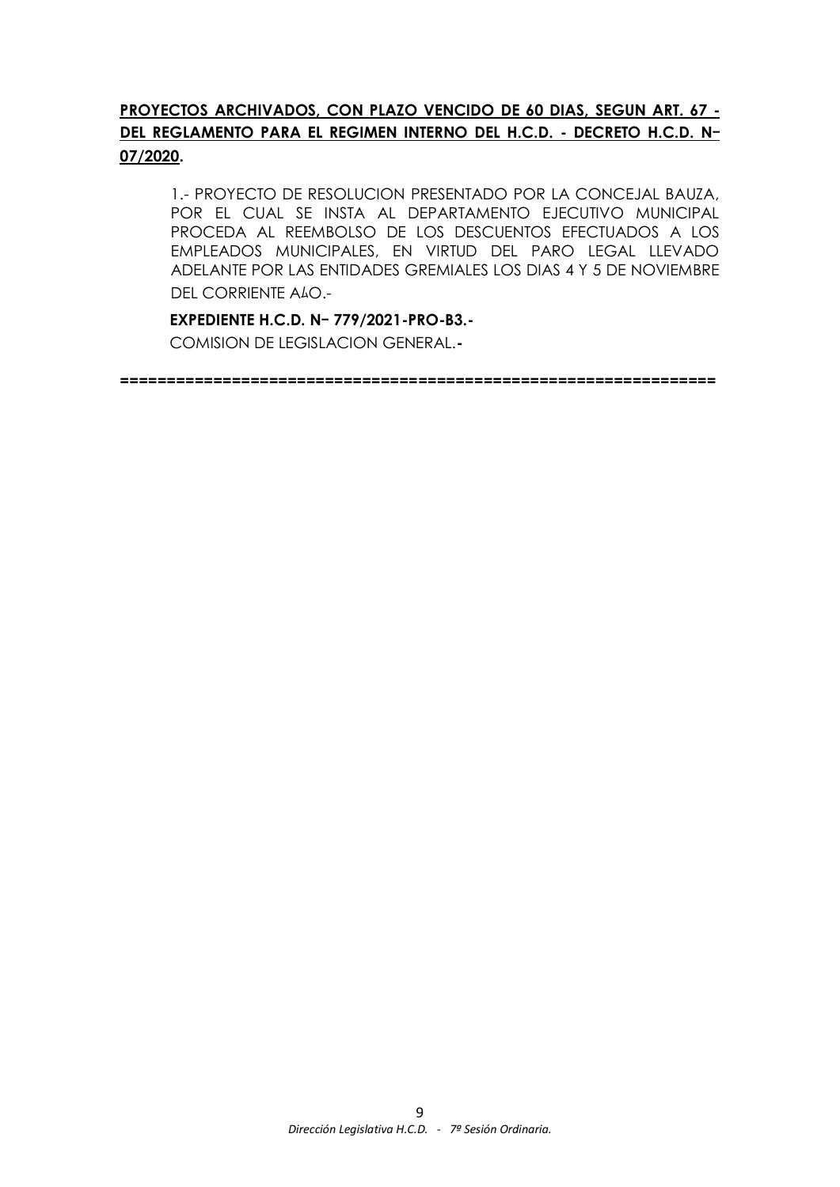**PROYECTOS ARCHIVADOS, CON PLAZO VENCIDO DE 60 DIAS, SEGUN ART. 67 - DEL REGLAMENTO PARA EL REGIMEN INTERNO DEL H.C.D. - DECRETO H.C.D. N– 07/2020.**

1.- PROYECTO DE RESOLUCION PRESENTADO POR LA CONCEJAL BAUZA, POR EL CUAL SE INSTA AL DEPARTAMENTO EJECUTIVO MUNICIPAL PROCEDA AL REEMBOLSO DE LOS DESCUENTOS EFECTUADOS A LOS EMPLEADOS MUNICIPALES, EN VIRTUD DEL PARO LEGAL LLEVADO ADELANTE POR LAS ENTIDADES GREMIALES LOS DIAS 4 Y 5 DE NOVIEMBRE DEL CORRIENTE AÑO.-

**EXPEDIENTE H.C.D. N– 779/2021-PRO-B3.-**

COMISION DE LEGISLACION GENERAL.-

================================================================